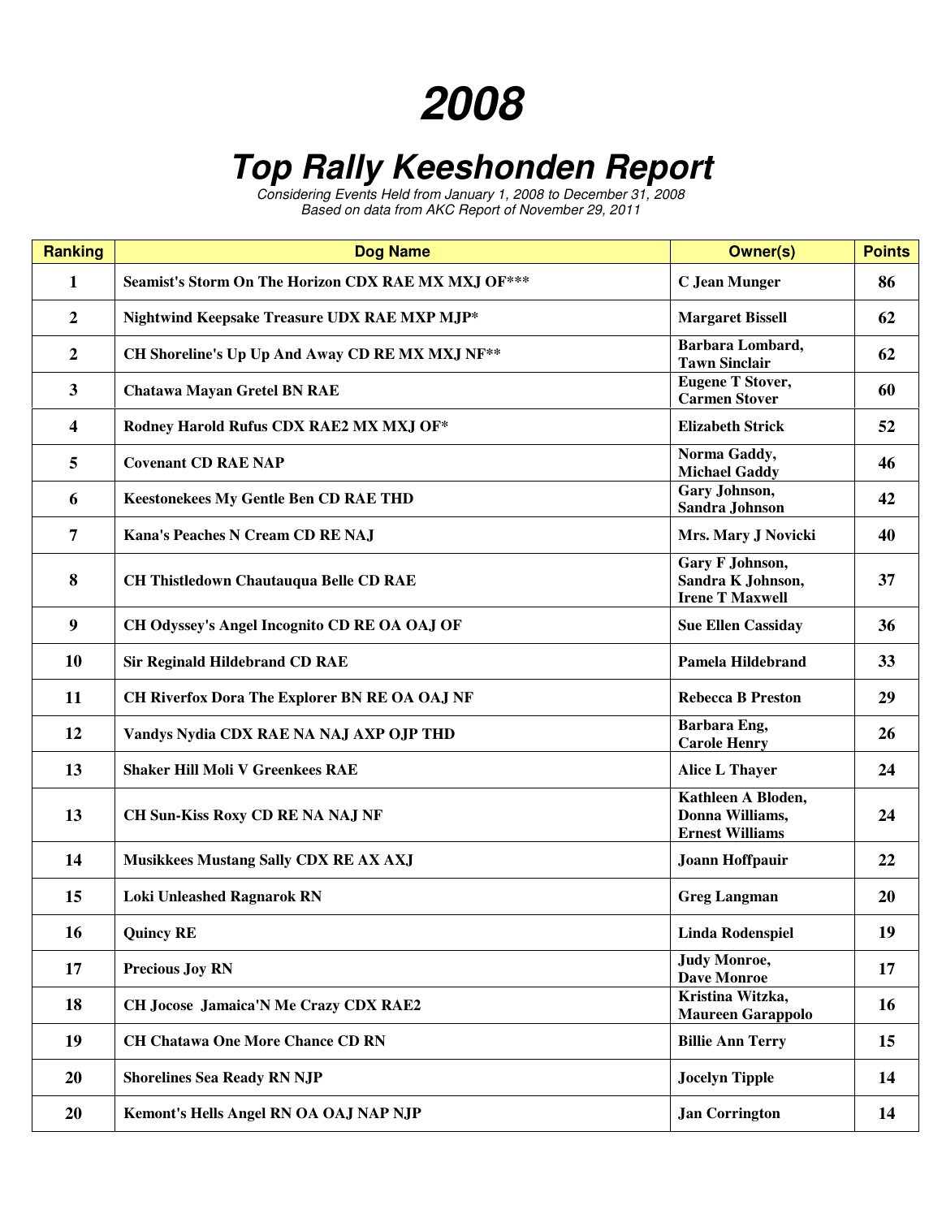# *2008*

## *Top Rally Keeshonden Report*

*Considering Events Held from January 1, 2008 to December 31, 2008*
*Based on data from AKC Report of November 29, 2011*

| Ranking | Dog Name | Owner(s) | Points |
|---|---|---|---|
| 1 | Seamist's Storm On The Horizon CDX RAE MX MXJ OF*** | C Jean Munger | 86 |
| 2 | Nightwind Keepsake Treasure UDX RAE MXP MJP* | Margaret Bissell | 62 |
| 2 | CH Shoreline's Up Up And Away CD RE MX MXJ NF** | Barbara Lombard, Tawn Sinclair | 62 |
| 3 | Chatawa Mayan Gretel BN RAE | Eugene T Stover, Carmen Stover | 60 |
| 4 | Rodney Harold Rufus CDX RAE2 MX MXJ OF* | Elizabeth Strick | 52 |
| 5 | Covenant CD RAE NAP | Norma Gaddy, Michael Gaddy | 46 |
| 6 | Keestonekees My Gentle Ben CD RAE THD | Gary Johnson, Sandra Johnson | 42 |
| 7 | Kana's Peaches N Cream CD RE NAJ | Mrs. Mary J Novicki | 40 |
| 8 | CH Thistledown Chautauqua Belle CD RAE | Gary F Johnson, Sandra K Johnson, Irene T Maxwell | 37 |
| 9 | CH Odyssey's Angel Incognito CD RE OA OAJ OF | Sue Ellen Cassiday | 36 |
| 10 | Sir Reginald Hildebrand CD RAE | Pamela Hildebrand | 33 |
| 11 | CH Riverfox Dora The Explorer BN RE OA OAJ NF | Rebecca B Preston | 29 |
| 12 | Vandys Nydia CDX RAE NA NAJ AXP OJP THD | Barbara Eng, Carole Henry | 26 |
| 13 | Shaker Hill Moli V Greenkees RAE | Alice L Thayer | 24 |
| 13 | CH Sun-Kiss Roxy CD RE NA NAJ NF | Kathleen A Bloden, Donna Williams, Ernest Williams | 24 |
| 14 | Musikkees Mustang Sally CDX RE AX AXJ | Joann Hoffpauir | 22 |
| 15 | Loki Unleashed Ragnarok RN | Greg Langman | 20 |
| 16 | Quincy RE | Linda Rodenspiel | 19 |
| 17 | Precious Joy RN | Judy Monroe, Dave Monroe | 17 |
| 18 | CH Jocose Jamaica'N Me Crazy CDX RAE2 | Kristina Witzka, Maureen Garappolo | 16 |
| 19 | CH Chatawa One More Chance CD RN | Billie Ann Terry | 15 |
| 20 | Shorelines Sea Ready RN NJP | Jocelyn Tipple | 14 |
| 20 | Kemont's Hells Angel RN OA OAJ NAP NJP | Jan Corrington | 14 |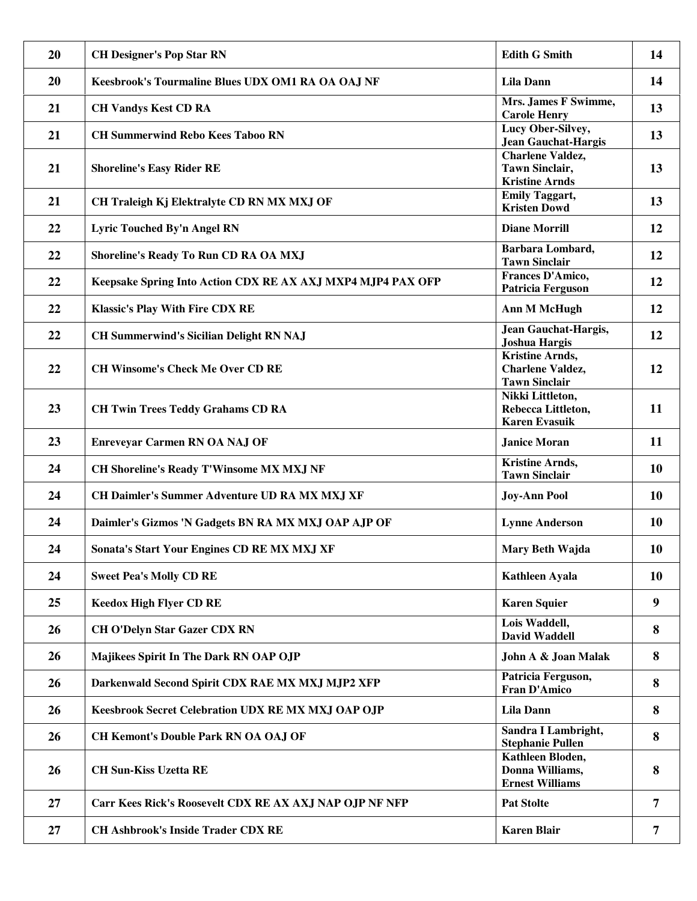| | | | |
|---|---|---|---|
| 20 | CH Designer's Pop Star RN | Edith G Smith | 14 |
| 20 | Keesbrook's Tourmaline Blues UDX OM1 RA OA OAJ NF | Lila Dann | 14 |
| 21 | CH Vandys Kest CD RA | Mrs. James F Swimme, Carole Henry | 13 |
| 21 | CH Summerwind Rebo Kees Taboo RN | Lucy Ober-Silvey, Jean Gauchat-Hargis | 13 |
| 21 | Shoreline's Easy Rider RE | Charlene Valdez, Tawn Sinclair, Kristine Arnds | 13 |
| 21 | CH Traleigh Kj Elektralyte CD RN MX MXJ OF | Emily Taggart, Kristen Dowd | 13 |
| 22 | Lyric Touched By'n Angel RN | Diane Morrill | 12 |
| 22 | Shoreline's Ready To Run CD RA OA MXJ | Barbara Lombard, Tawn Sinclair | 12 |
| 22 | Keepsake Spring Into Action CDX RE AX AXJ MXP4 MJP4 PAX OFP | Frances D'Amico, Patricia Ferguson | 12 |
| 22 | Klassic's Play With Fire CDX RE | Ann M McHugh | 12 |
| 22 | CH Summerwind's Sicilian Delight RN NAJ | Jean Gauchat-Hargis, Joshua Hargis | 12 |
| 22 | CH Winsome's Check Me Over CD RE | Kristine Arnds, Charlene Valdez, Tawn Sinclair | 12 |
| 23 | CH Twin Trees Teddy Grahams CD RA | Nikki Littleton, Rebecca Littleton, Karen Evasuik | 11 |
| 23 | Enreveyar Carmen RN OA NAJ OF | Janice Moran | 11 |
| 24 | CH Shoreline's Ready T'Winsome MX MXJ NF | Kristine Arnds, Tawn Sinclair | 10 |
| 24 | CH Daimler's Summer Adventure UD RA MX MXJ XF | Joy-Ann Pool | 10 |
| 24 | Daimler's Gizmos 'N Gadgets BN RA MX MXJ OAP AJP OF | Lynne Anderson | 10 |
| 24 | Sonata's Start Your Engines CD RE MX MXJ XF | Mary Beth Wajda | 10 |
| 24 | Sweet Pea's Molly CD RE | Kathleen Ayala | 10 |
| 25 | Keedox High Flyer CD RE | Karen Squier | 9 |
| 26 | CH O'Delyn Star Gazer CDX RN | Lois Waddell, David Waddell | 8 |
| 26 | Majikees Spirit In The Dark RN OAP OJP | John A & Joan Malak | 8 |
| 26 | Darkenwald Second Spirit CDX RAE MX MXJ MJP2 XFP | Patricia Ferguson, Fran D'Amico | 8 |
| 26 | Keesbrook Secret Celebration UDX RE MX MXJ OAP OJP | Lila Dann | 8 |
| 26 | CH Kemont's Double Park RN OA OAJ OF | Sandra I Lambright, Stephanie Pullen | 8 |
| 26 | CH Sun-Kiss Uzetta RE | Kathleen Bloden, Donna Williams, Ernest Williams | 8 |
| 27 | Carr Kees Rick's Roosevelt CDX RE AX AXJ NAP OJP NF NFP | Pat Stolte | 7 |
| 27 | CH Ashbrook's Inside Trader CDX RE | Karen Blair | 7 |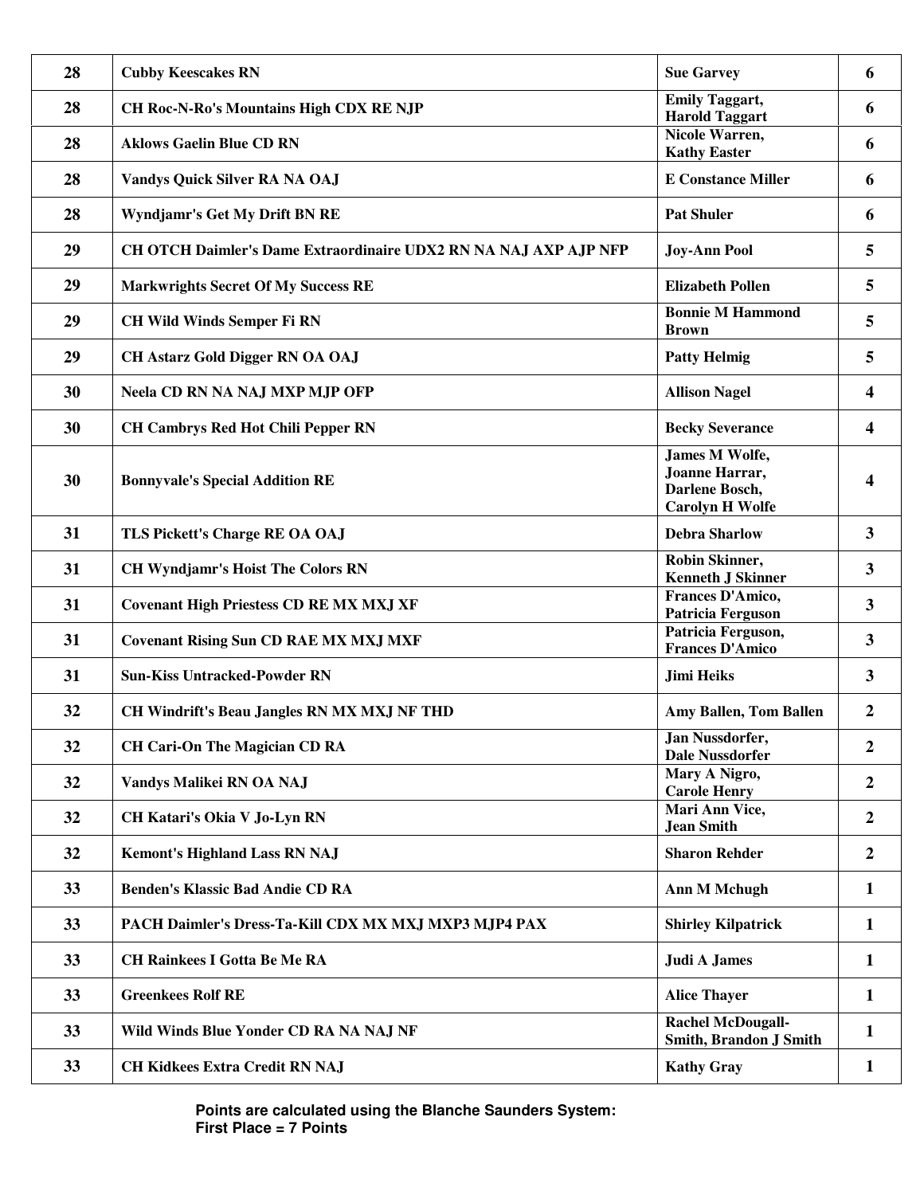| 28 | Cubby Keescakes RN | Sue Garvey | 6 |
|---|---|---|---|
| 28 | CH Roc-N-Ro's Mountains High CDX RE NJP | Emily Taggart, Harold Taggart | 6 |
| 28 | Aklows Gaelin Blue CD RN | Nicole Warren, Kathy Easter | 6 |
| 28 | Vandys Quick Silver RA NA OAJ | E Constance Miller | 6 |
| 28 | Wyndjamr's Get My Drift BN RE | Pat Shuler | 6 |
| 29 | CH OTCH Daimler's Dame Extraordinaire UDX2 RN NA NAJ AXP AJP NFP | Joy-Ann Pool | 5 |
| 29 | Markwrights Secret Of My Success RE | Elizabeth Pollen | 5 |
| 29 | CH Wild Winds Semper Fi RN | Bonnie M Hammond Brown | 5 |
| 29 | CH Astarz Gold Digger RN OA OAJ | Patty Helmig | 5 |
| 30 | Neela CD RN NA NAJ MXP MJP OFP | Allison Nagel | 4 |
| 30 | CH Cambrys Red Hot Chili Pepper RN | Becky Severance | 4 |
| 30 | Bonnyvale's Special Addition RE | James M Wolfe, Joanne Harrar, Darlene Bosch, Carolyn H Wolfe | 4 |
| 31 | TLS Pickett's Charge RE OA OAJ | Debra Sharlow | 3 |
| 31 | CH Wyndjamr's Hoist The Colors RN | Robin Skinner, Kenneth J Skinner | 3 |
| 31 | Covenant High Priestess CD RE MX MXJ XF | Frances D'Amico, Patricia Ferguson | 3 |
| 31 | Covenant Rising Sun CD RAE MX MXJ MXF | Patricia Ferguson, Frances D'Amico | 3 |
| 31 | Sun-Kiss Untracked-Powder RN | Jimi Heiks | 3 |
| 32 | CH Windrift's Beau Jangles RN MX MXJ NF THD | Amy Ballen, Tom Ballen | 2 |
| 32 | CH Cari-On The Magician CD RA | Jan Nussdorfer, Dale Nussdorfer | 2 |
| 32 | Vandys Malikei RN OA NAJ | Mary A Nigro, Carole Henry | 2 |
| 32 | CH Katari's Okia V Jo-Lyn RN | Mari Ann Vice, Jean Smith | 2 |
| 32 | Kemont's Highland Lass RN NAJ | Sharon Rehder | 2 |
| 33 | Benden's Klassic Bad Andie CD RA | Ann M Mchugh | 1 |
| 33 | PACH Daimler's Dress-Ta-Kill CDX MX MXJ MXP3 MJP4 PAX | Shirley Kilpatrick | 1 |
| 33 | CH Rainkees I Gotta Be Me RA | Judi A James | 1 |
| 33 | Greenkees Rolf RE | Alice Thayer | 1 |
| 33 | Wild Winds Blue Yonder CD RA NA NAJ NF | Rachel McDougall-Smith, Brandon J Smith | 1 |
| 33 | CH Kidkees Extra Credit RN NAJ | Kathy Gray | 1 |

**Points are calculated using the Blanche Saunders System:**
**First Place = 7 Points**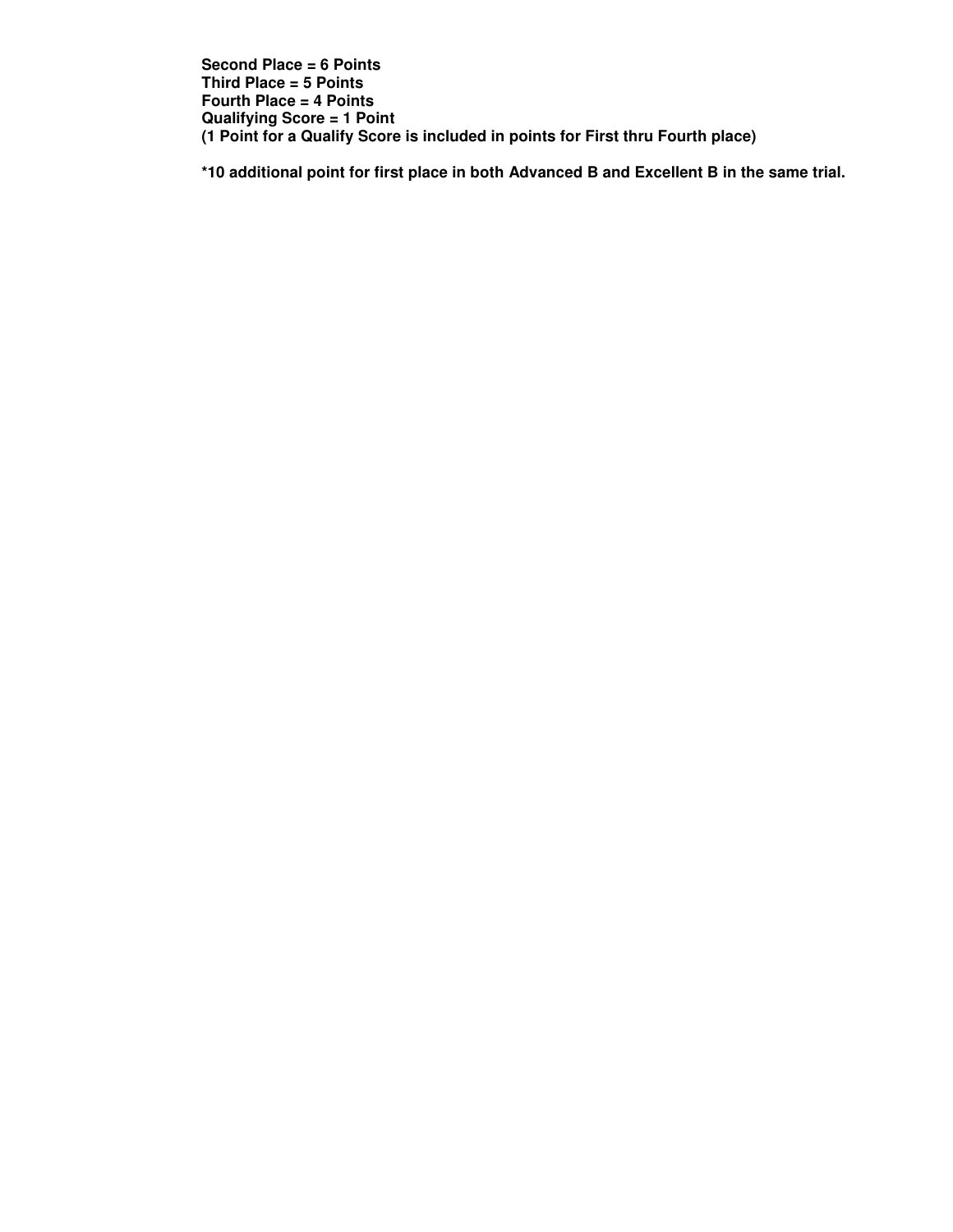**Second Place = 6 Points**
**Third Place = 5 Points**
**Fourth Place = 4 Points**
**Qualifying Score = 1 Point**
**(1 Point for a Qualify Score is included in points for First thru Fourth place)**

**\*10 additional point for first place in both Advanced B and Excellent B in the same trial.**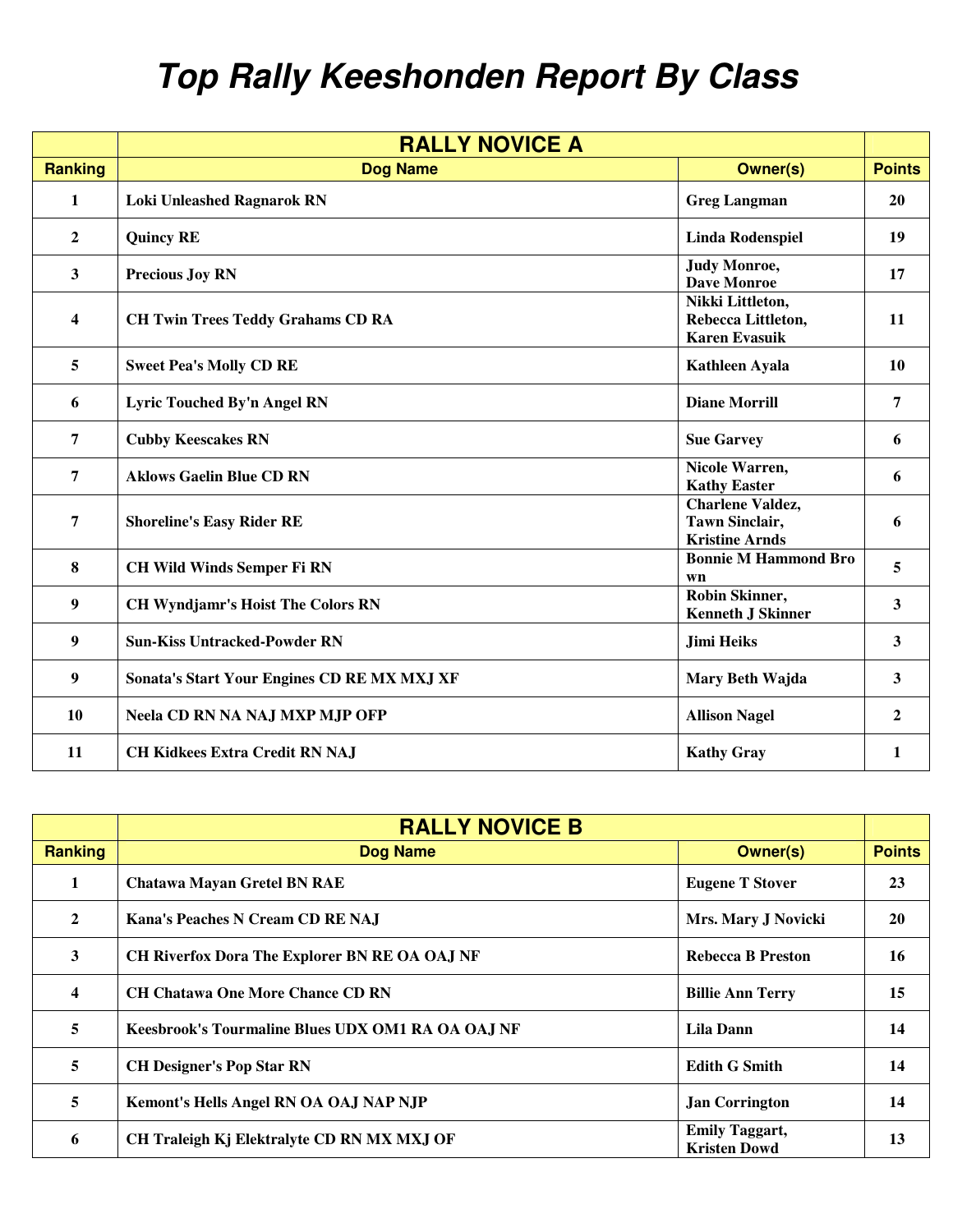# Top Rally Keeshonden Report By Class

| | RALLY NOVICE A | | |
|---|---|---|---|
| **Ranking** | **Dog Name** | **Owner(s)** | **Points** |
| 1 | Loki Unleashed Ragnarok RN | Greg Langman | 20 |
| 2 | Quincy RE | Linda Rodenspiel | 19 |
| 3 | Precious Joy RN | Judy Monroe, Dave Monroe | 17 |
| 4 | CH Twin Trees Teddy Grahams CD RA | Nikki Littleton, Rebecca Littleton, Karen Evasuik | 11 |
| 5 | Sweet Pea's Molly CD RE | Kathleen Ayala | 10 |
| 6 | Lyric Touched By'n Angel RN | Diane Morrill | 7 |
| 7 | Cubby Keescakes RN | Sue Garvey | 6 |
| 7 | Aklows Gaelin Blue CD RN | Nicole Warren, Kathy Easter | 6 |
| 7 | Shoreline's Easy Rider RE | Charlene Valdez, Tawn Sinclair, Kristine Arnds | 6 |
| 8 | CH Wild Winds Semper Fi RN | Bonnie M Hammond Brown | 5 |
| 9 | CH Wyndjamr's Hoist The Colors RN | Robin Skinner, Kenneth J Skinner | 3 |
| 9 | Sun-Kiss Untracked-Powder RN | Jimi Heiks | 3 |
| 9 | Sonata's Start Your Engines CD RE MX MXJ XF | Mary Beth Wajda | 3 |
| 10 | Neela CD RN NA NAJ MXP MJP OFP | Allison Nagel | 2 |
| 11 | CH Kidkees Extra Credit RN NAJ | Kathy Gray | 1 |

| | RALLY NOVICE B | | |
|---|---|---|---|
| **Ranking** | **Dog Name** | **Owner(s)** | **Points** |
| 1 | Chatawa Mayan Gretel BN RAE | Eugene T Stover | 23 |
| 2 | Kana's Peaches N Cream CD RE NAJ | Mrs. Mary J Novicki | 20 |
| 3 | CH Riverfox Dora The Explorer BN RE OA OAJ NF | Rebecca B Preston | 16 |
| 4 | CH Chatawa One More Chance CD RN | Billie Ann Terry | 15 |
| 5 | Keesbrook's Tourmaline Blues UDX OM1 RA OA OAJ NF | Lila Dann | 14 |
| 5 | CH Designer's Pop Star RN | Edith G Smith | 14 |
| 5 | Kemont's Hells Angel RN OA OAJ NAP NJP | Jan Corrington | 14 |
| 6 | CH Traleigh Kj Elektralyte CD RN MX MXJ OF | Emily Taggart, Kristen Dowd | 13 |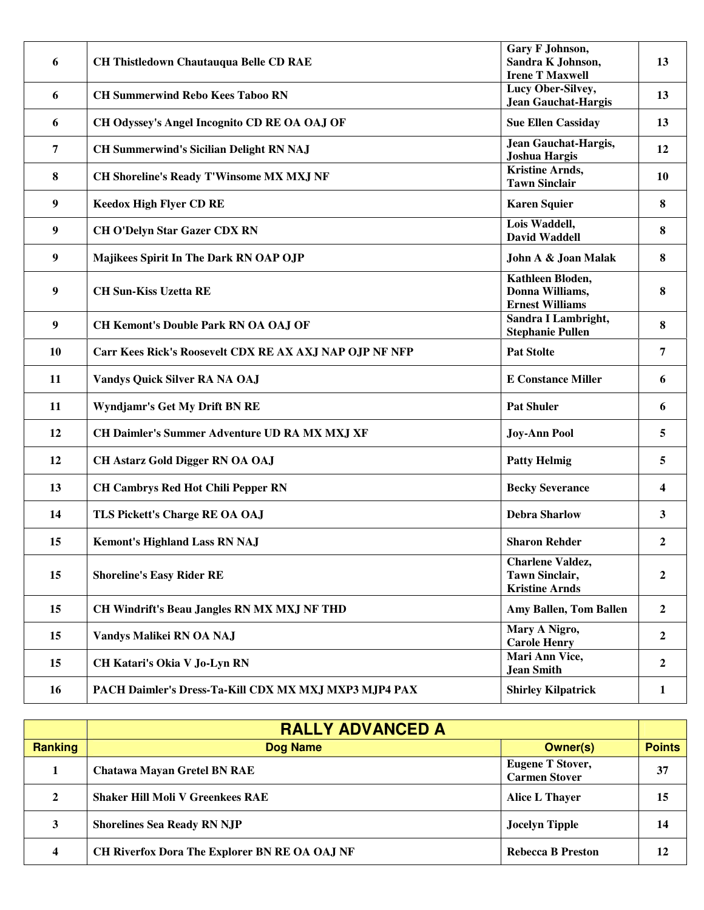| | | | |
|---|---|---|---|
| 6 | CH Thistledown Chautauqua Belle CD RAE | Gary F Johnson, Sandra K Johnson, Irene T Maxwell | 13 |
| 6 | CH Summerwind Rebo Kees Taboo RN | Lucy Ober-Silvey, Jean Gauchat-Hargis | 13 |
| 6 | CH Odyssey's Angel Incognito CD RE OA OAJ OF | Sue Ellen Cassiday | 13 |
| 7 | CH Summerwind's Sicilian Delight RN NAJ | Jean Gauchat-Hargis, Joshua Hargis | 12 |
| 8 | CH Shoreline's Ready T'Winsome MX MXJ NF | Kristine Arnds, Tawn Sinclair | 10 |
| 9 | Keedox High Flyer CD RE | Karen Squier | 8 |
| 9 | CH O'Delyn Star Gazer CDX RN | Lois Waddell, David Waddell | 8 |
| 9 | Majikees Spirit In The Dark RN OAP OJP | John A & Joan Malak | 8 |
| 9 | CH Sun-Kiss Uzetta RE | Kathleen Bloden, Donna Williams, Ernest Williams | 8 |
| 9 | CH Kemont's Double Park RN OA OAJ OF | Sandra I Lambright, Stephanie Pullen | 8 |
| 10 | Carr Kees Rick's Roosevelt CDX RE AX AXJ NAP OJP NF NFP | Pat Stolte | 7 |
| 11 | Vandys Quick Silver RA NA OAJ | E Constance Miller | 6 |
| 11 | Wyndjamr's Get My Drift BN RE | Pat Shuler | 6 |
| 12 | CH Daimler's Summer Adventure UD RA MX MXJ XF | Joy-Ann Pool | 5 |
| 12 | CH Astarz Gold Digger RN OA OAJ | Patty Helmig | 5 |
| 13 | CH Cambrys Red Hot Chili Pepper RN | Becky Severance | 4 |
| 14 | TLS Pickett's Charge RE OA OAJ | Debra Sharlow | 3 |
| 15 | Kemont's Highland Lass RN NAJ | Sharon Rehder | 2 |
| 15 | Shoreline's Easy Rider RE | Charlene Valdez, Tawn Sinclair, Kristine Arnds | 2 |
| 15 | CH Windrift's Beau Jangles RN MX MXJ NF THD | Amy Ballen, Tom Ballen | 2 |
| 15 | Vandys Malikei RN OA NAJ | Mary A Nigro, Carole Henry | 2 |
| 15 | CH Katari's Okia V Jo-Lyn RN | Mari Ann Vice, Jean Smith | 2 |
| 16 | PACH Daimler's Dress-Ta-Kill CDX MX MXJ MXP3 MJP4 PAX | Shirley Kilpatrick | 1 |

| | RALLY ADVANCED A | | |
|---|---|---|---|
| Ranking | Dog Name | Owner(s) | Points |
| 1 | Chatawa Mayan Gretel BN RAE | Eugene T Stover, Carmen Stover | 37 |
| 2 | Shaker Hill Moli V Greenkees RAE | Alice L Thayer | 15 |
| 3 | Shorelines Sea Ready RN NJP | Jocelyn Tipple | 14 |
| 4 | CH Riverfox Dora The Explorer BN RE OA OAJ NF | Rebecca B Preston | 12 |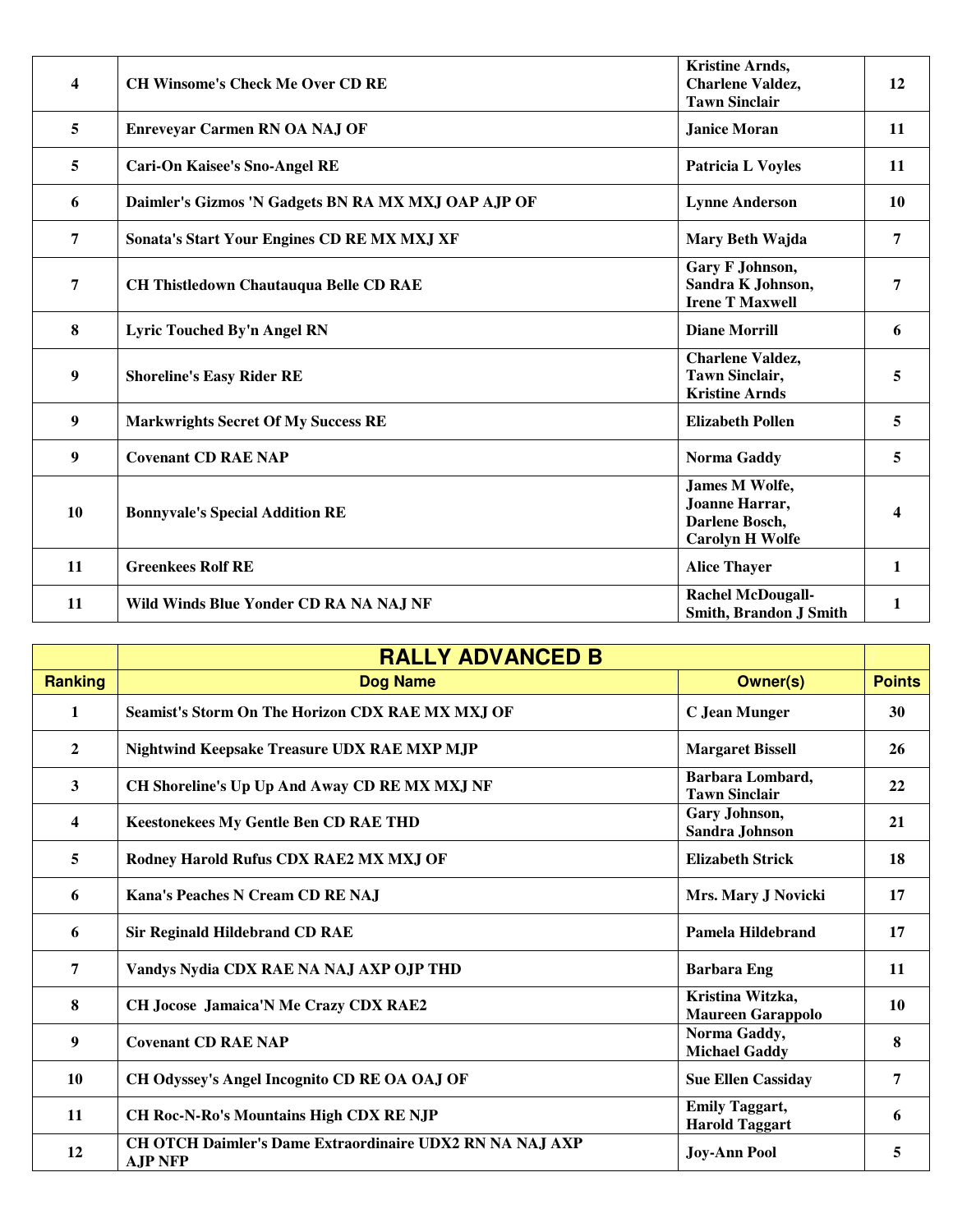| Ranking | Dog Name | Owner(s) | Points |
|---|---|---|---|
| 4 | CH Winsome's Check Me Over CD RE | Kristine Arnds, Charlene Valdez, Tawn Sinclair | 12 |
| 5 | Enreveyar Carmen RN OA NAJ OF | Janice Moran | 11 |
| 5 | Cari-On Kaisee's Sno-Angel RE | Patricia L Voyles | 11 |
| 6 | Daimler's Gizmos 'N Gadgets BN RA MX MXJ OAP AJP OF | Lynne Anderson | 10 |
| 7 | Sonata's Start Your Engines CD RE MX MXJ XF | Mary Beth Wajda | 7 |
| 7 | CH Thistledown Chautauqua Belle CD RAE | Gary F Johnson, Sandra K Johnson, Irene T Maxwell | 7 |
| 8 | Lyric Touched By'n Angel RN | Diane Morrill | 6 |
| 9 | Shoreline's Easy Rider RE | Charlene Valdez, Tawn Sinclair, Kristine Arnds | 5 |
| 9 | Markwrights Secret Of My Success RE | Elizabeth Pollen | 5 |
| 9 | Covenant CD RAE NAP | Norma Gaddy | 5 |
| 10 | Bonnyvale's Special Addition RE | James M Wolfe, Joanne Harrar, Darlene Bosch, Carolyn H Wolfe | 4 |
| 11 | Greenkees Rolf RE | Alice Thayer | 1 |
| 11 | Wild Winds Blue Yonder CD RA NA NAJ NF | Rachel McDougall-Smith, Brandon J Smith | 1 |

| | RALLY ADVANCED B | | |
|---|---|---|---|
| Ranking | Dog Name | Owner(s) | Points |
| 1 | Seamist's Storm On The Horizon CDX RAE MX MXJ OF | C Jean Munger | 30 |
| 2 | Nightwind Keepsake Treasure UDX RAE MXP MJP | Margaret Bissell | 26 |
| 3 | CH Shoreline's Up Up And Away CD RE MX MXJ NF | Barbara Lombard, Tawn Sinclair | 22 |
| 4 | Keestonekees My Gentle Ben CD RAE THD | Gary Johnson, Sandra Johnson | 21 |
| 5 | Rodney Harold Rufus CDX RAE2 MX MXJ OF | Elizabeth Strick | 18 |
| 6 | Kana's Peaches N Cream CD RE NAJ | Mrs. Mary J Novicki | 17 |
| 6 | Sir Reginald Hildebrand CD RAE | Pamela Hildebrand | 17 |
| 7 | Vandys Nydia CDX RAE NA NAJ AXP OJP THD | Barbara Eng | 11 |
| 8 | CH Jocose Jamaica'N Me Crazy CDX RAE2 | Kristina Witzka, Maureen Garappolo | 10 |
| 9 | Covenant CD RAE NAP | Norma Gaddy, Michael Gaddy | 8 |
| 10 | CH Odyssey's Angel Incognito CD RE OA OAJ OF | Sue Ellen Cassiday | 7 |
| 11 | CH Roc-N-Ro's Mountains High CDX RE NJP | Emily Taggart, Harold Taggart | 6 |
| 12 | CH OTCH Daimler's Dame Extraordinaire UDX2 RN NA NAJ AXP AJP NFP | Joy-Ann Pool | 5 |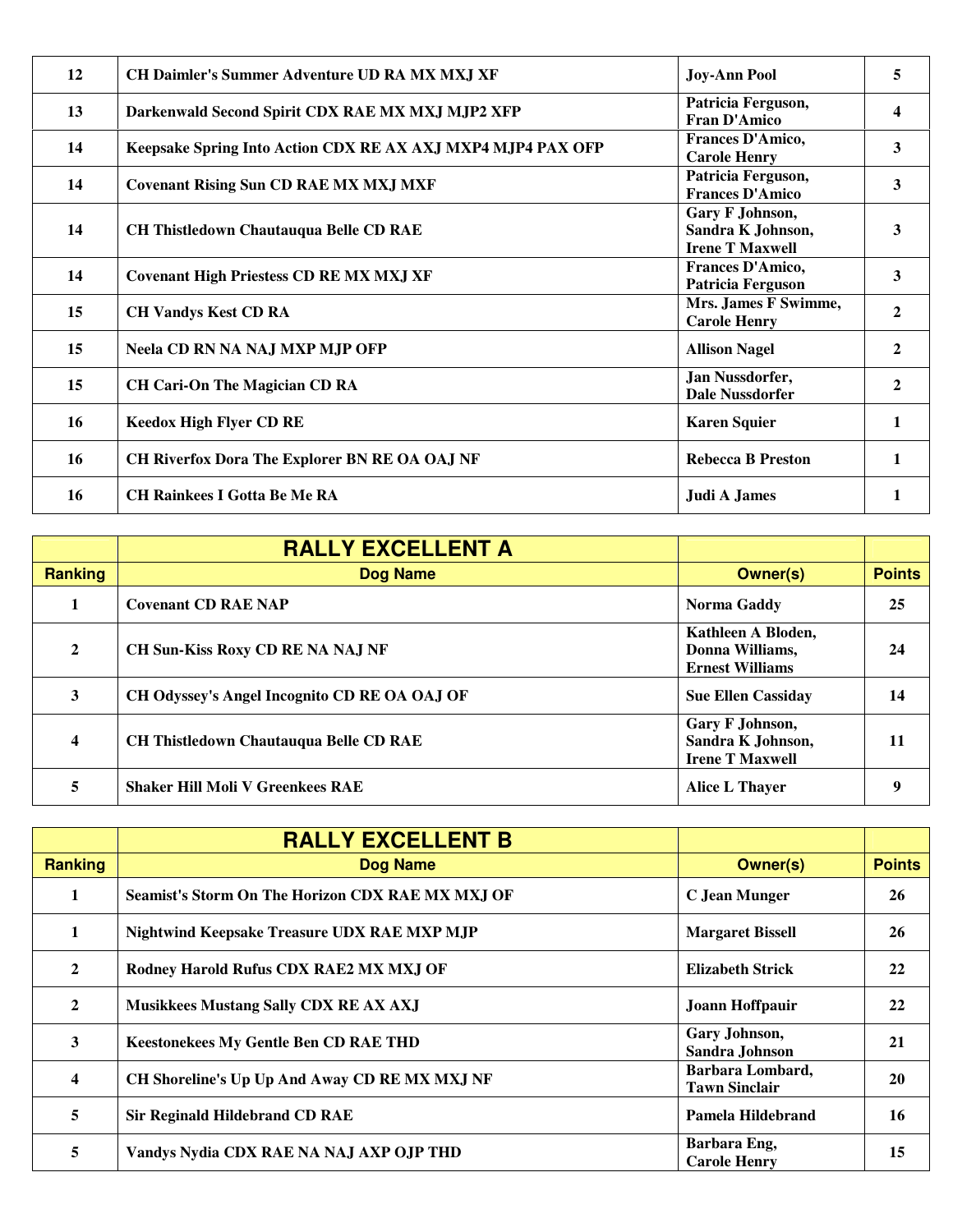| | | | |
|---|---|---|---|
| 12 | CH Daimler's Summer Adventure UD RA MX MXJ XF | Joy-Ann Pool | 5 |
| 13 | Darkenwald Second Spirit CDX RAE MX MXJ MJP2 XFP | Patricia Ferguson, Fran D'Amico | 4 |
| 14 | Keepsake Spring Into Action CDX RE AX AXJ MXP4 MJP4 PAX OFP | Frances D'Amico, Carole Henry | 3 |
| 14 | Covenant Rising Sun CD RAE MX MXJ MXF | Patricia Ferguson, Frances D'Amico | 3 |
| 14 | CH Thistledown Chautauqua Belle CD RAE | Gary F Johnson, Sandra K Johnson, Irene T Maxwell | 3 |
| 14 | Covenant High Priestess CD RE MX MXJ XF | Frances D'Amico, Patricia Ferguson | 3 |
| 15 | CH Vandys Kest CD RA | Mrs. James F Swimme, Carole Henry | 2 |
| 15 | Neela CD RN NA NAJ MXP MJP OFP | Allison Nagel | 2 |
| 15 | CH Cari-On The Magician CD RA | Jan Nussdorfer, Dale Nussdorfer | 2 |
| 16 | Keedox High Flyer CD RE | Karen Squier | 1 |
| 16 | CH Riverfox Dora The Explorer BN RE OA OAJ NF | Rebecca B Preston | 1 |
| 16 | CH Rainkees I Gotta Be Me RA | Judi A James | 1 |

## RALLY EXCELLENT A

| Ranking | Dog Name | Owner(s) | Points |
|---|---|---|---|
| 1 | Covenant CD RAE NAP | Norma Gaddy | 25 |
| 2 | CH Sun-Kiss Roxy CD RE NA NAJ NF | Kathleen A Bloden, Donna Williams, Ernest Williams | 24 |
| 3 | CH Odyssey's Angel Incognito CD RE OA OAJ OF | Sue Ellen Cassiday | 14 |
| 4 | CH Thistledown Chautauqua Belle CD RAE | Gary F Johnson, Sandra K Johnson, Irene T Maxwell | 11 |
| 5 | Shaker Hill Moli V Greenkees RAE | Alice L Thayer | 9 |

## RALLY EXCELLENT B

| Ranking | Dog Name | Owner(s) | Points |
|---|---|---|---|
| 1 | Seamist's Storm On The Horizon CDX RAE MX MXJ OF | C Jean Munger | 26 |
| 1 | Nightwind Keepsake Treasure UDX RAE MXP MJP | Margaret Bissell | 26 |
| 2 | Rodney Harold Rufus CDX RAE2 MX MXJ OF | Elizabeth Strick | 22 |
| 2 | Musikkees Mustang Sally CDX RE AX AXJ | Joann Hoffpauir | 22 |
| 3 | Keestonekees My Gentle Ben CD RAE THD | Gary Johnson, Sandra Johnson | 21 |
| 4 | CH Shoreline's Up Up And Away CD RE MX MXJ NF | Barbara Lombard, Tawn Sinclair | 20 |
| 5 | Sir Reginald Hildebrand CD RAE | Pamela Hildebrand | 16 |
| 5 | Vandys Nydia CDX RAE NA NAJ AXP OJP THD | Barbara Eng, Carole Henry | 15 |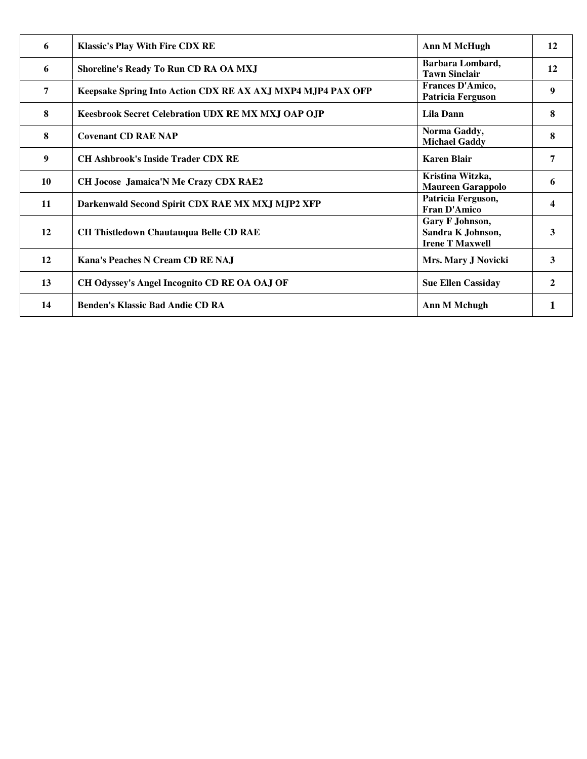| | | | |
|---|---|---|---|
| 6 | **Klassic's Play With Fire CDX RE** | **Ann M McHugh** | **12** |
| 6 | **Shoreline's Ready To Run CD RA OA MXJ** | **Barbara Lombard, Tawn Sinclair** | **12** |
| 7 | **Keepsake Spring Into Action CDX RE AX AXJ MXP4 MJP4 PAX OFP** | **Frances D'Amico, Patricia Ferguson** | **9** |
| 8 | **Keesbrook Secret Celebration UDX RE MX MXJ OAP OJP** | **Lila Dann** | **8** |
| 8 | **Covenant CD RAE NAP** | **Norma Gaddy, Michael Gaddy** | **8** |
| 9 | **CH Ashbrook's Inside Trader CDX RE** | **Karen Blair** | **7** |
| 10 | **CH Jocose Jamaica'N Me Crazy CDX RAE2** | **Kristina Witzka, Maureen Garappolo** | **6** |
| 11 | **Darkenwald Second Spirit CDX RAE MX MXJ MJP2 XFP** | **Patricia Ferguson, Fran D'Amico** | **4** |
| 12 | **CH Thistledown Chautauqua Belle CD RAE** | **Gary F Johnson, Sandra K Johnson, Irene T Maxwell** | **3** |
| 12 | **Kana's Peaches N Cream CD RE NAJ** | **Mrs. Mary J Novicki** | **3** |
| 13 | **CH Odyssey's Angel Incognito CD RE OA OAJ OF** | **Sue Ellen Cassiday** | **2** |
| 14 | **Benden's Klassic Bad Andie CD RA** | **Ann M Mchugh** | **1** |